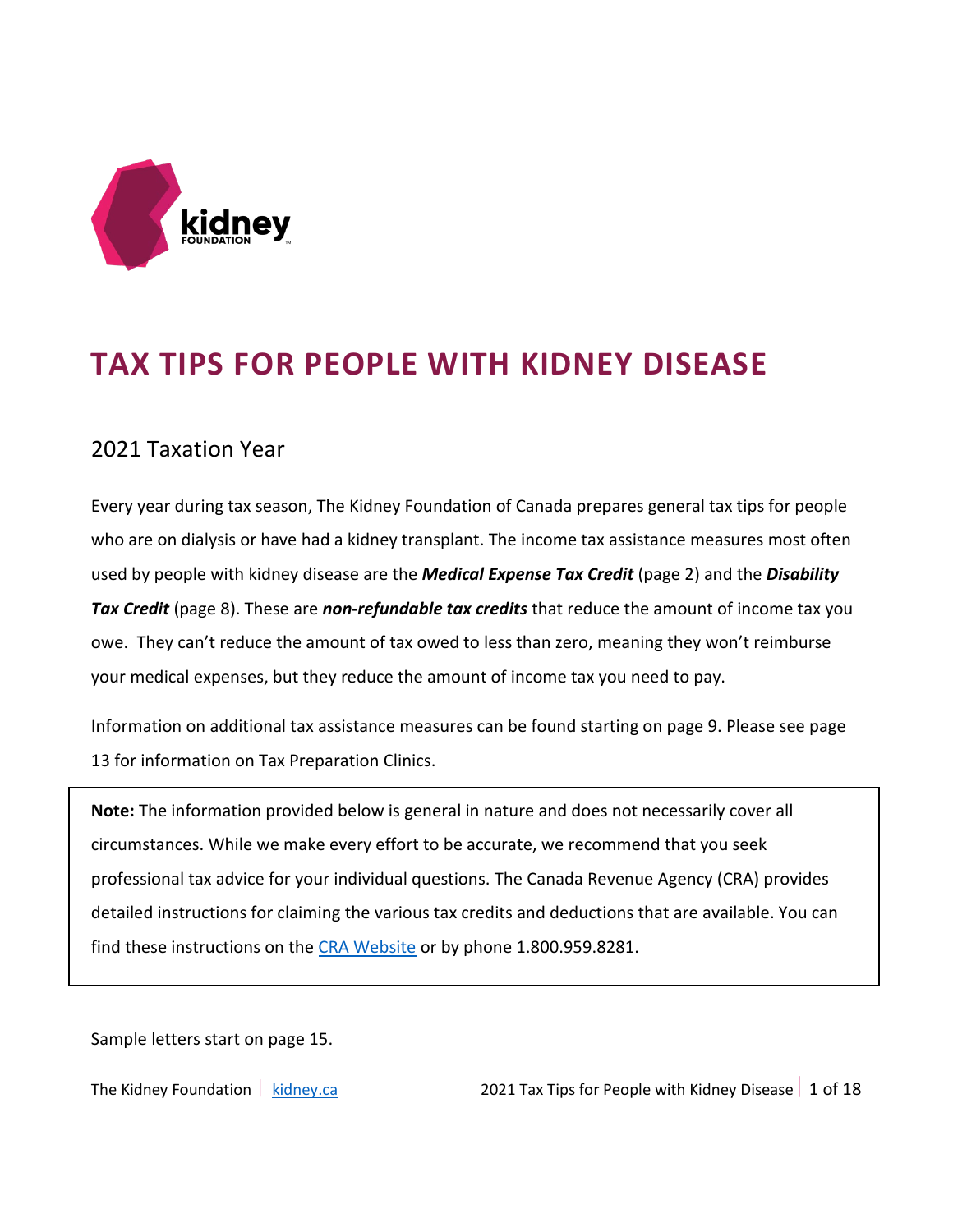# TAX TIPS FOR PEOPLE WITH KIDNEY DISEASE

## 2021 Taxation Year

Every year during tax season, The Kidney Foundation of Canada prepares general tax tips for people who are on dialysis or have had a kidney transplant. The income tax assistance measures most often used by people with kidney disease are the ***Medical Expense Tax Credit*** (page 2) and the ***Disability Tax Credit*** (page 8). These are ***non-refundable tax credits*** that reduce the amount of income tax you owe. They can't reduce the amount of tax owed to less than zero, meaning they won't reimburse your medical expenses, but they reduce the amount of income tax you need to pay.

Information on additional tax assistance measures can be found starting on page 9. Please see page 13 for information on Tax Preparation Clinics.

> **Note:** The information provided below is general in nature and does not necessarily cover all circumstances. While we make every effort to be accurate, we recommend that you seek professional tax advice for your individual questions. The Canada Revenue Agency (CRA) provides detailed instructions for claiming the various tax credits and deductions that are available. You can find these instructions on the CRA Website or by phone 1.800.959.8281.

Sample letters start on page 15.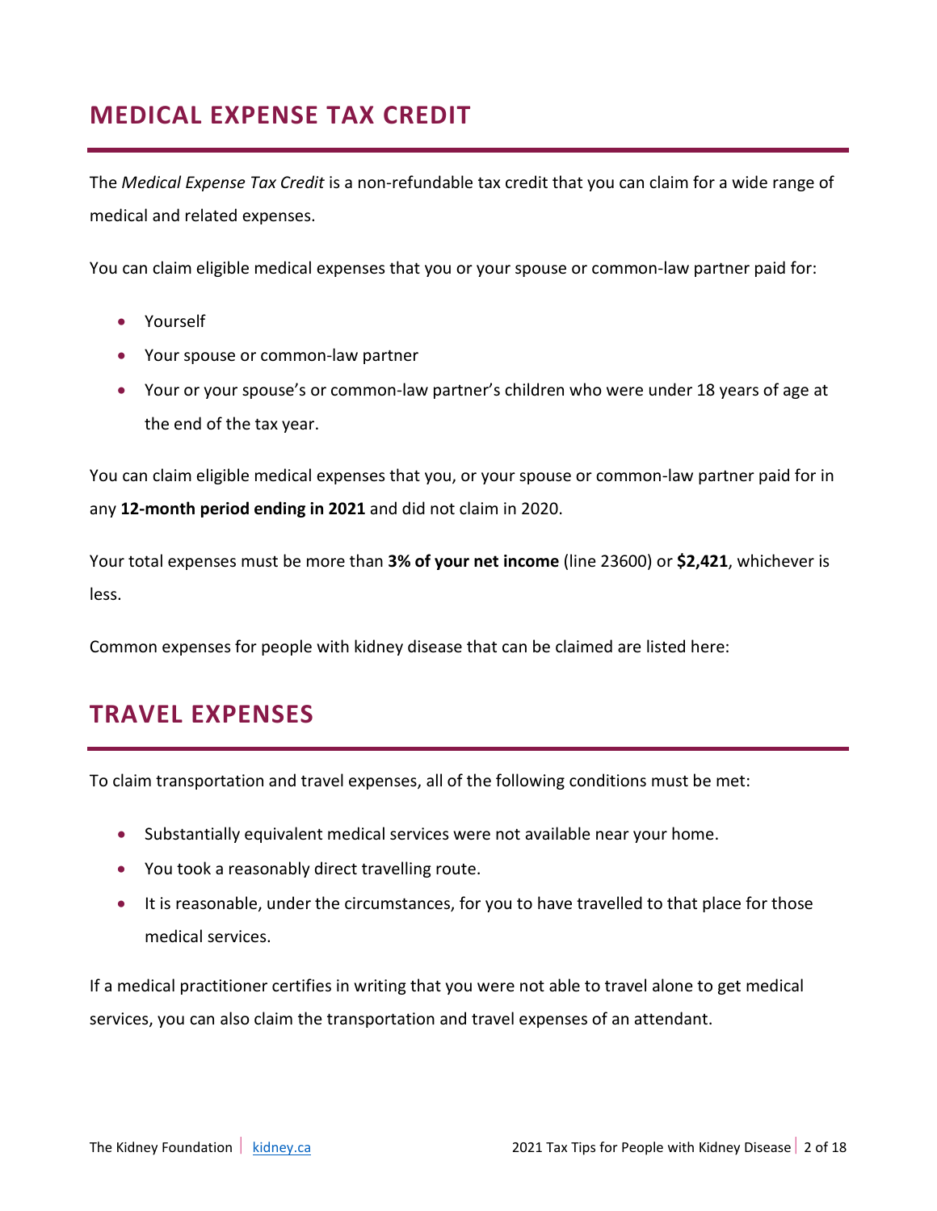## MEDICAL EXPENSE TAX CREDIT

The *Medical Expense Tax Credit* is a non-refundable tax credit that you can claim for a wide range of medical and related expenses.

You can claim eligible medical expenses that you or your spouse or common-law partner paid for:

- Yourself
- Your spouse or common-law partner
- Your or your spouse's or common-law partner's children who were under 18 years of age at the end of the tax year.

You can claim eligible medical expenses that you, or your spouse or common-law partner paid for in any **12-month period ending in 2021** and did not claim in 2020.

Your total expenses must be more than **3% of your net income** (line 23600) or **$2,421**, whichever is less.

Common expenses for people with kidney disease that can be claimed are listed here:

## TRAVEL EXPENSES

To claim transportation and travel expenses, all of the following conditions must be met:

- Substantially equivalent medical services were not available near your home.
- You took a reasonably direct travelling route.
- It is reasonable, under the circumstances, for you to have travelled to that place for those medical services.

If a medical practitioner certifies in writing that you were not able to travel alone to get medical services, you can also claim the transportation and travel expenses of an attendant.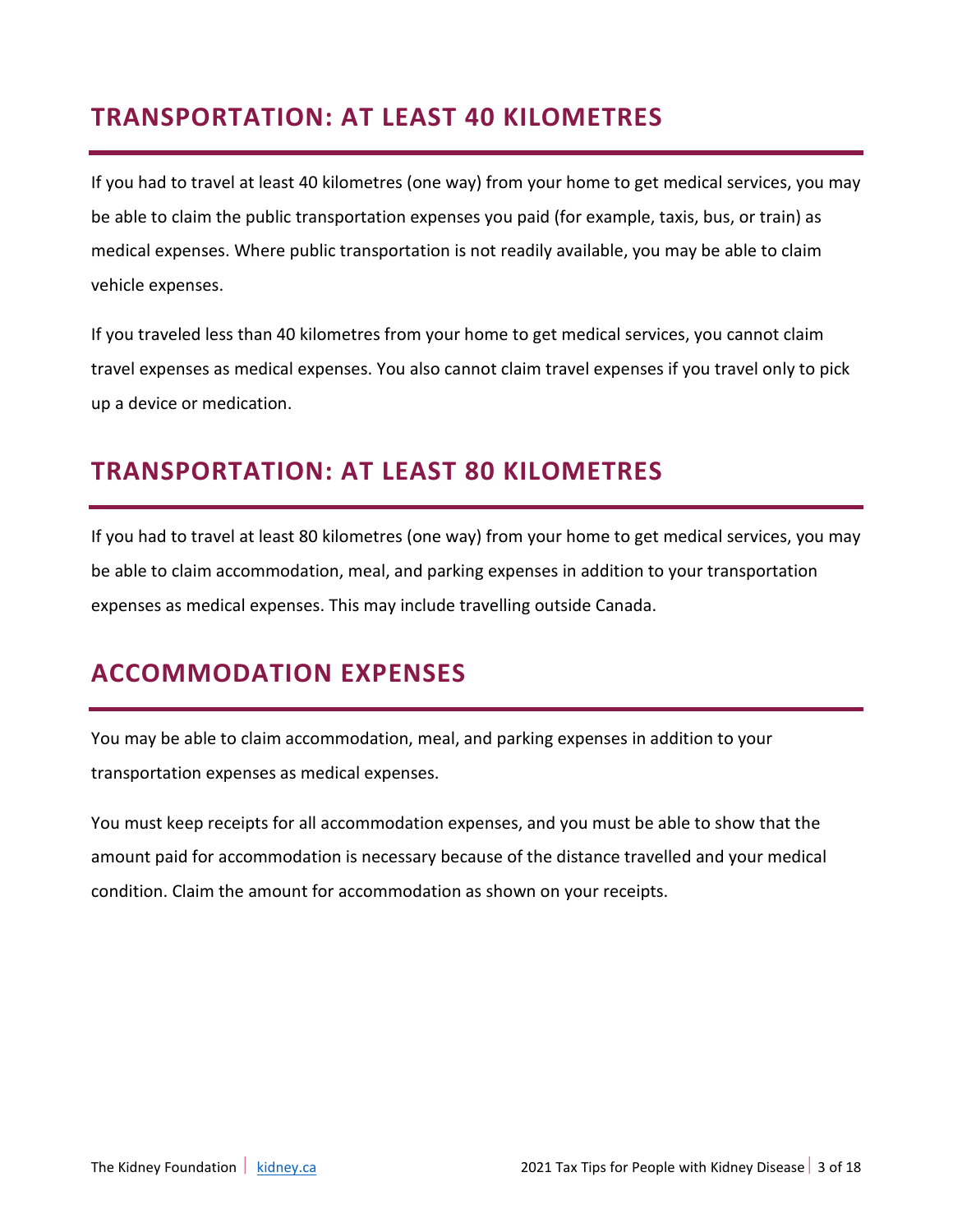## TRANSPORTATION: AT LEAST 40 KILOMETRES

If you had to travel at least 40 kilometres (one way) from your home to get medical services, you may be able to claim the public transportation expenses you paid (for example, taxis, bus, or train) as medical expenses. Where public transportation is not readily available, you may be able to claim vehicle expenses.

If you traveled less than 40 kilometres from your home to get medical services, you cannot claim travel expenses as medical expenses. You also cannot claim travel expenses if you travel only to pick up a device or medication.

## TRANSPORTATION: AT LEAST 80 KILOMETRES

If you had to travel at least 80 kilometres (one way) from your home to get medical services, you may be able to claim accommodation, meal, and parking expenses in addition to your transportation expenses as medical expenses. This may include travelling outside Canada.

## ACCOMMODATION EXPENSES

You may be able to claim accommodation, meal, and parking expenses in addition to your transportation expenses as medical expenses.

You must keep receipts for all accommodation expenses, and you must be able to show that the amount paid for accommodation is necessary because of the distance travelled and your medical condition. Claim the amount for accommodation as shown on your receipts.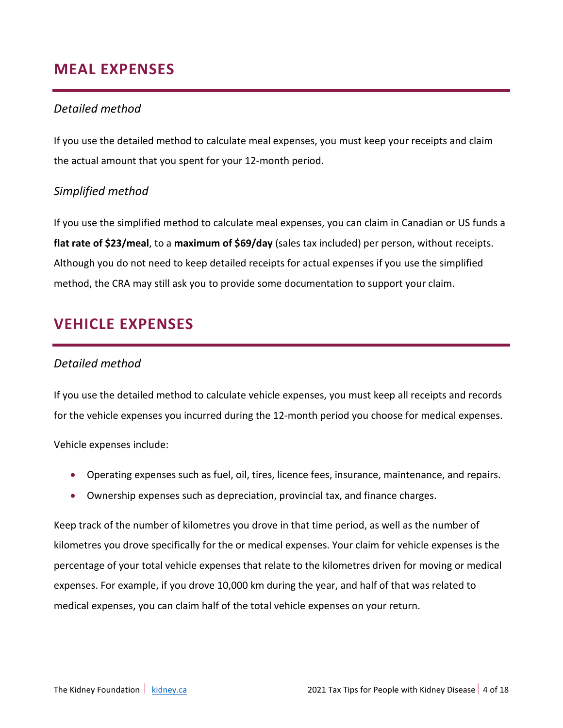## MEAL EXPENSES

### *Detailed method*

If you use the detailed method to calculate meal expenses, you must keep your receipts and claim the actual amount that you spent for your 12-month period.

### *Simplified method*

If you use the simplified method to calculate meal expenses, you can claim in Canadian or US funds a **flat rate of $23/meal**, to a **maximum of $69/day** (sales tax included) per person, without receipts. Although you do not need to keep detailed receipts for actual expenses if you use the simplified method, the CRA may still ask you to provide some documentation to support your claim.

## VEHICLE EXPENSES

### *Detailed method*

If you use the detailed method to calculate vehicle expenses, you must keep all receipts and records for the vehicle expenses you incurred during the 12-month period you choose for medical expenses.

Vehicle expenses include:

- Operating expenses such as fuel, oil, tires, licence fees, insurance, maintenance, and repairs.
- Ownership expenses such as depreciation, provincial tax, and finance charges.

Keep track of the number of kilometres you drove in that time period, as well as the number of kilometres you drove specifically for the or medical expenses. Your claim for vehicle expenses is the percentage of your total vehicle expenses that relate to the kilometres driven for moving or medical expenses. For example, if you drove 10,000 km during the year, and half of that was related to medical expenses, you can claim half of the total vehicle expenses on your return.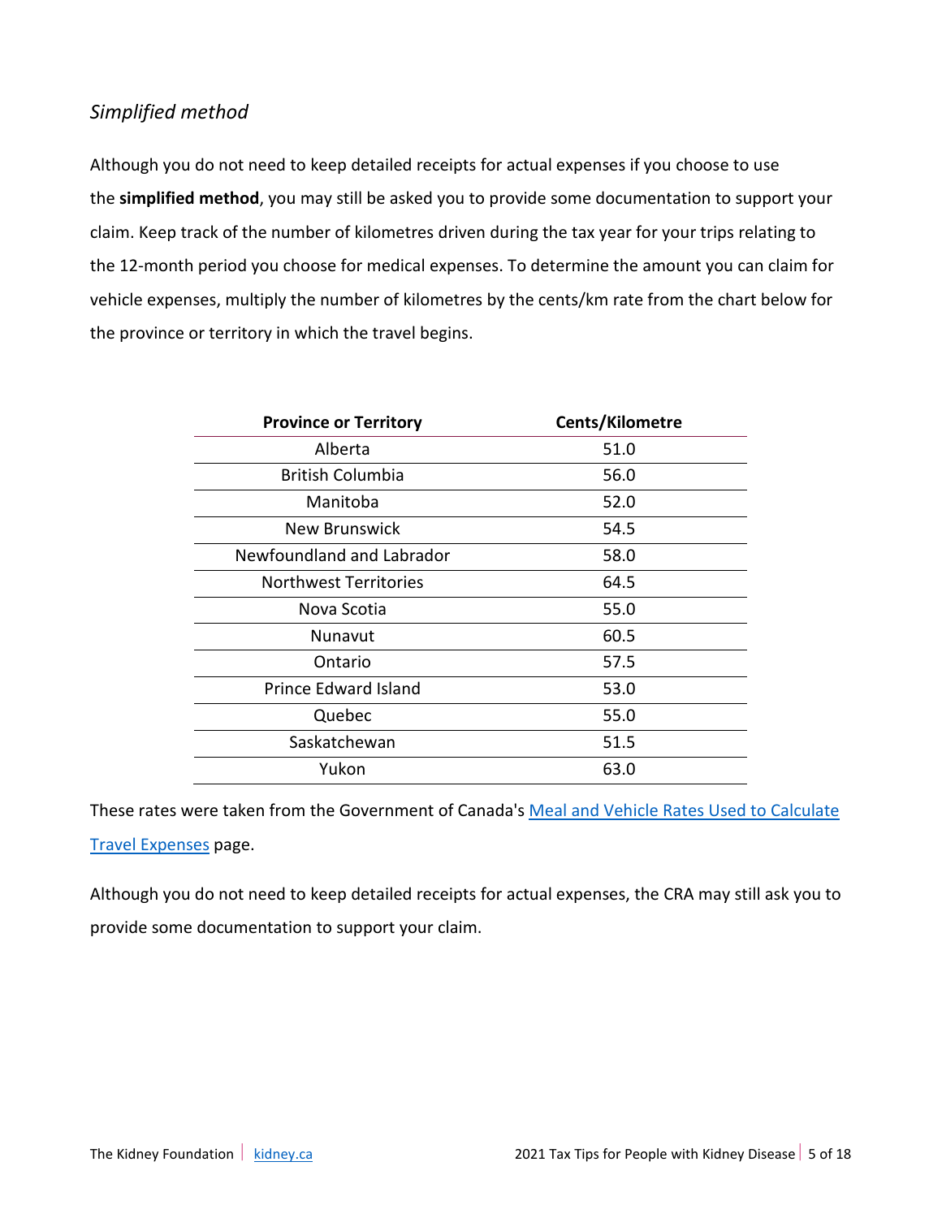*Simplified method*

Although you do not need to keep detailed receipts for actual expenses if you choose to use the **simplified method**, you may still be asked you to provide some documentation to support your claim. Keep track of the number of kilometres driven during the tax year for your trips relating to the 12-month period you choose for medical expenses. To determine the amount you can claim for vehicle expenses, multiply the number of kilometres by the cents/km rate from the chart below for the province or territory in which the travel begins.

| Province or Territory | Cents/Kilometre |
|---|---|
| Alberta | 51.0 |
| British Columbia | 56.0 |
| Manitoba | 52.0 |
| New Brunswick | 54.5 |
| Newfoundland and Labrador | 58.0 |
| Northwest Territories | 64.5 |
| Nova Scotia | 55.0 |
| Nunavut | 60.5 |
| Ontario | 57.5 |
| Prince Edward Island | 53.0 |
| Quebec | 55.0 |
| Saskatchewan | 51.5 |
| Yukon | 63.0 |

These rates were taken from the Government of Canada's [Meal and Vehicle Rates Used to Calculate Travel Expenses] page.

Although you do not need to keep detailed receipts for actual expenses, the CRA may still ask you to provide some documentation to support your claim.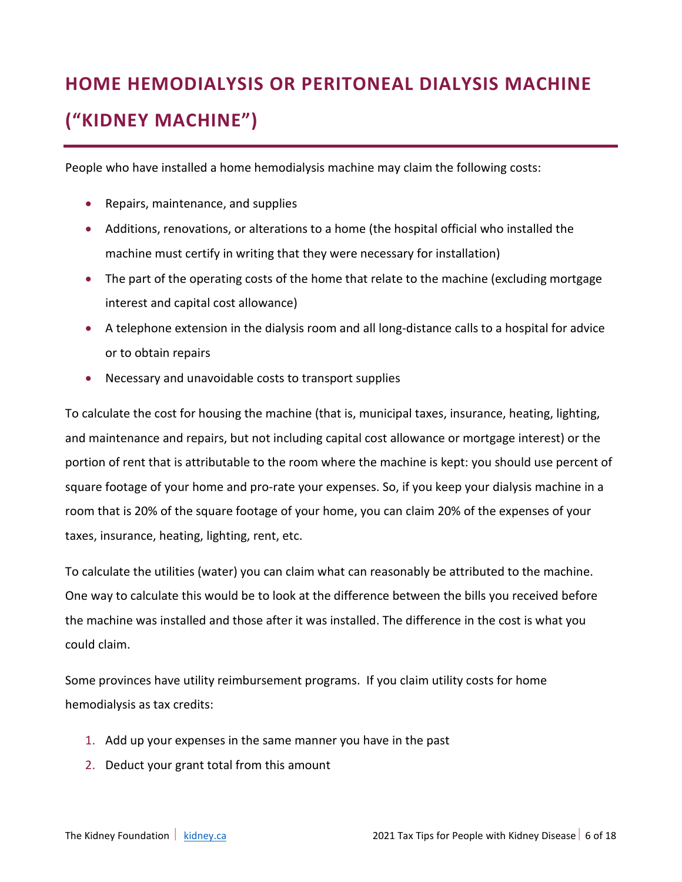# HOME HEMODIALYSIS OR PERITONEAL DIALYSIS MACHINE ("KIDNEY MACHINE")

People who have installed a home hemodialysis machine may claim the following costs:

- Repairs, maintenance, and supplies
- Additions, renovations, or alterations to a home (the hospital official who installed the machine must certify in writing that they were necessary for installation)
- The part of the operating costs of the home that relate to the machine (excluding mortgage interest and capital cost allowance)
- A telephone extension in the dialysis room and all long-distance calls to a hospital for advice or to obtain repairs
- Necessary and unavoidable costs to transport supplies

To calculate the cost for housing the machine (that is, municipal taxes, insurance, heating, lighting, and maintenance and repairs, but not including capital cost allowance or mortgage interest) or the portion of rent that is attributable to the room where the machine is kept: you should use percent of square footage of your home and pro-rate your expenses. So, if you keep your dialysis machine in a room that is 20% of the square footage of your home, you can claim 20% of the expenses of your taxes, insurance, heating, lighting, rent, etc.

To calculate the utilities (water) you can claim what can reasonably be attributed to the machine. One way to calculate this would be to look at the difference between the bills you received before the machine was installed and those after it was installed. The difference in the cost is what you could claim.

Some provinces have utility reimbursement programs. If you claim utility costs for home hemodialysis as tax credits:

1. Add up your expenses in the same manner you have in the past
2. Deduct your grant total from this amount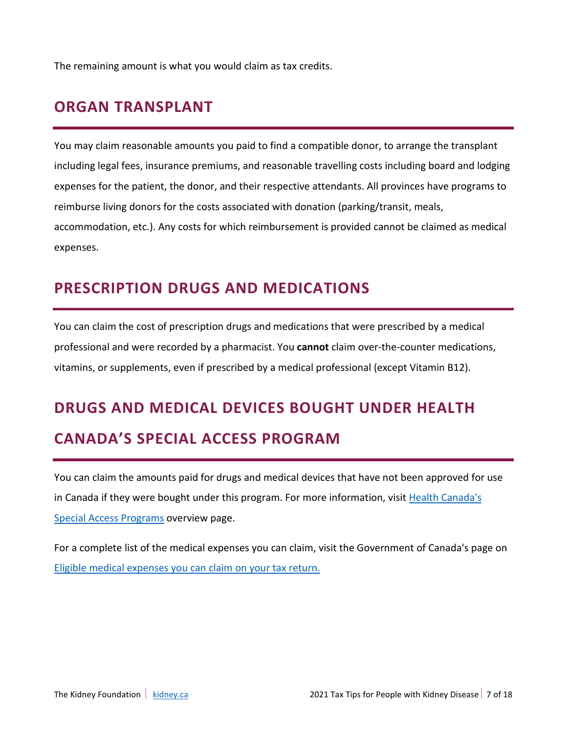The remaining amount is what you would claim as tax credits.

## ORGAN TRANSPLANT

You may claim reasonable amounts you paid to find a compatible donor, to arrange the transplant including legal fees, insurance premiums, and reasonable travelling costs including board and lodging expenses for the patient, the donor, and their respective attendants. All provinces have programs to reimburse living donors for the costs associated with donation (parking/transit, meals, accommodation, etc.). Any costs for which reimbursement is provided cannot be claimed as medical expenses.

## PRESCRIPTION DRUGS AND MEDICATIONS

You can claim the cost of prescription drugs and medications that were prescribed by a medical professional and were recorded by a pharmacist. You **cannot** claim over-the-counter medications, vitamins, or supplements, even if prescribed by a medical professional (except Vitamin B12).

## DRUGS AND MEDICAL DEVICES BOUGHT UNDER HEALTH CANADA'S SPECIAL ACCESS PROGRAM

You can claim the amounts paid for drugs and medical devices that have not been approved for use in Canada if they were bought under this program. For more information, visit Health Canada's Special Access Programs overview page.

For a complete list of the medical expenses you can claim, visit the Government of Canada's page on Eligible medical expenses you can claim on your tax return.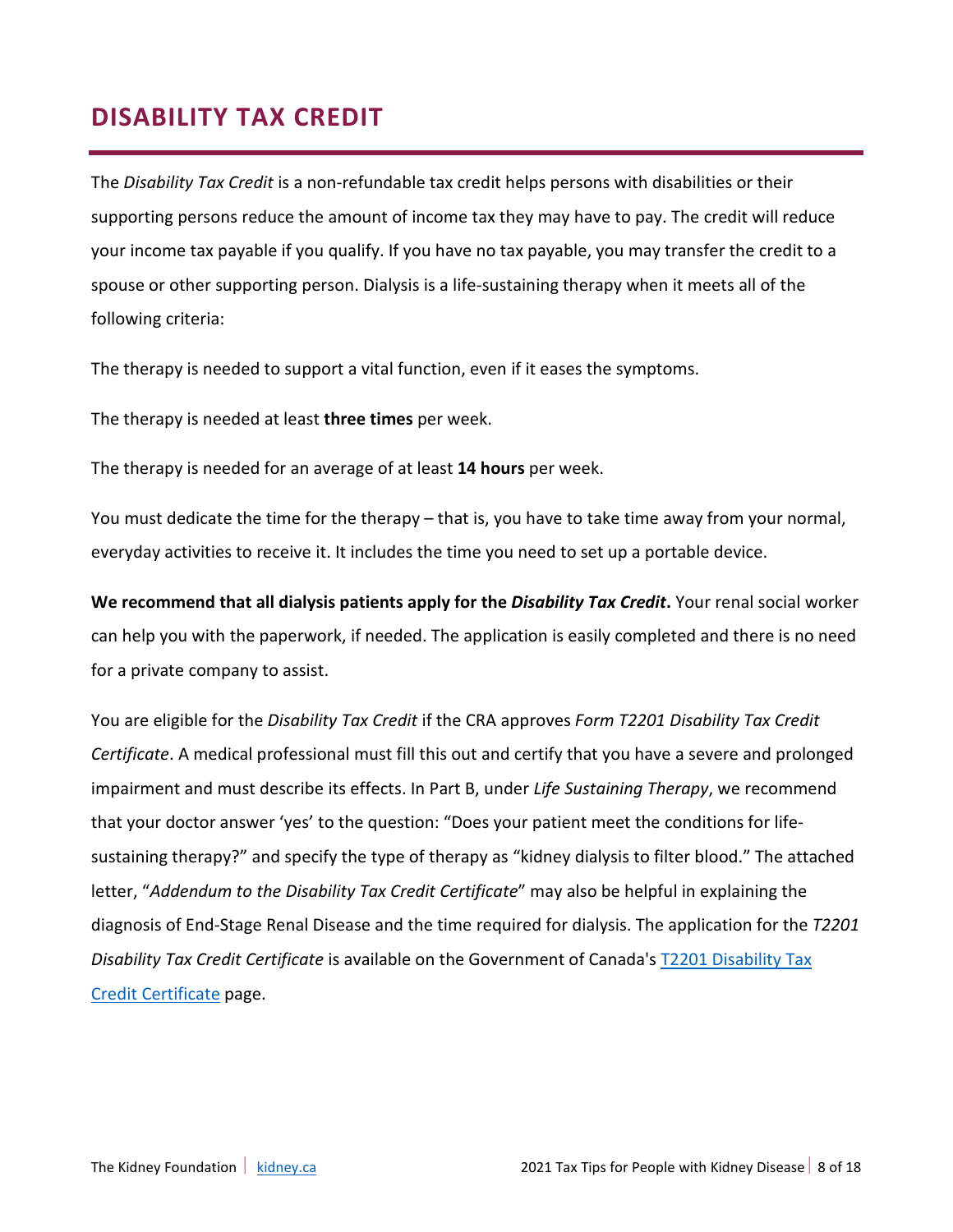# DISABILITY TAX CREDIT

The *Disability Tax Credit* is a non-refundable tax credit helps persons with disabilities or their supporting persons reduce the amount of income tax they may have to pay. The credit will reduce your income tax payable if you qualify. If you have no tax payable, you may transfer the credit to a spouse or other supporting person. Dialysis is a life-sustaining therapy when it meets all of the following criteria:

The therapy is needed to support a vital function, even if it eases the symptoms.

The therapy is needed at least **three times** per week.

The therapy is needed for an average of at least **14 hours** per week.

You must dedicate the time for the therapy – that is, you have to take time away from your normal, everyday activities to receive it. It includes the time you need to set up a portable device.

**We recommend that all dialysis patients apply for the *Disability Tax Credit*.** Your renal social worker can help you with the paperwork, if needed. The application is easily completed and there is no need for a private company to assist.

You are eligible for the *Disability Tax Credit* if the CRA approves *Form T2201 Disability Tax Credit Certificate*. A medical professional must fill this out and certify that you have a severe and prolonged impairment and must describe its effects. In Part B, under *Life Sustaining Therapy*, we recommend that your doctor answer 'yes' to the question: "Does your patient meet the conditions for life-sustaining therapy?" and specify the type of therapy as "kidney dialysis to filter blood." The attached letter, "*Addendum to the Disability Tax Credit Certificate*" may also be helpful in explaining the diagnosis of End-Stage Renal Disease and the time required for dialysis. The application for the *T2201 Disability Tax Credit Certificate* is available on the Government of Canada's [T2201 Disability Tax Credit Certificate](T2201 Disability Tax Credit Certificate) page.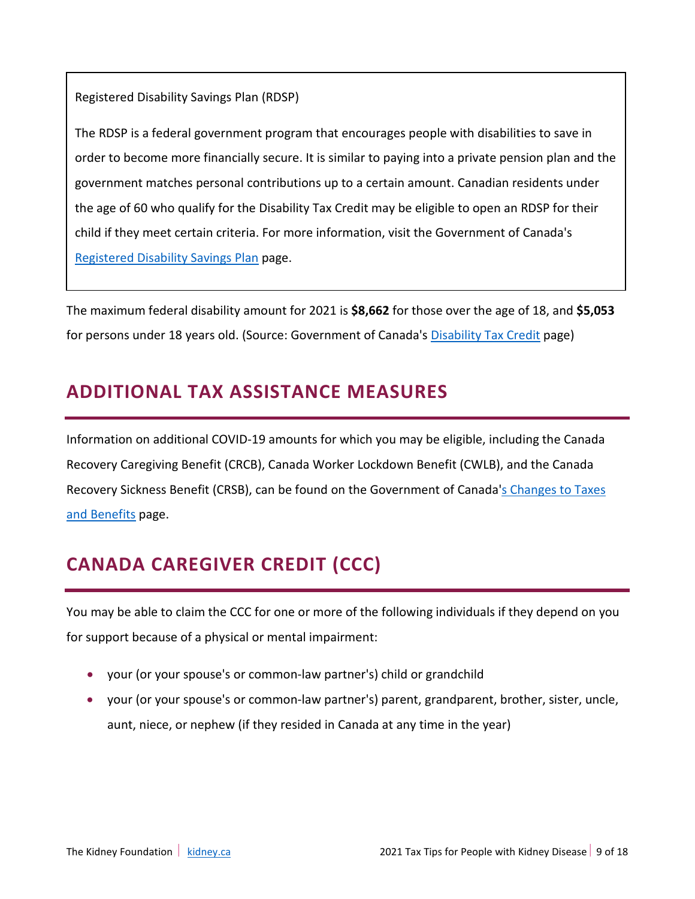Registered Disability Savings Plan (RDSP)

The RDSP is a federal government program that encourages people with disabilities to save in order to become more financially secure. It is similar to paying into a private pension plan and the government matches personal contributions up to a certain amount. Canadian residents under the age of 60 who qualify for the Disability Tax Credit may be eligible to open an RDSP for their child if they meet certain criteria. For more information, visit the Government of Canada's Registered Disability Savings Plan page.

The maximum federal disability amount for 2021 is **$8,662** for those over the age of 18, and **$5,053** for persons under 18 years old. (Source: Government of Canada's Disability Tax Credit page)

## ADDITIONAL TAX ASSISTANCE MEASURES

Information on additional COVID-19 amounts for which you may be eligible, including the Canada Recovery Caregiving Benefit (CRCB), Canada Worker Lockdown Benefit (CWLB), and the Canada Recovery Sickness Benefit (CRSB), can be found on the Government of Canada's Changes to Taxes and Benefits page.

## CANADA CAREGIVER CREDIT (CCC)

You may be able to claim the CCC for one or more of the following individuals if they depend on you for support because of a physical or mental impairment:

- your (or your spouse's or common-law partner's) child or grandchild
- your (or your spouse's or common-law partner's) parent, grandparent, brother, sister, uncle, aunt, niece, or nephew (if they resided in Canada at any time in the year)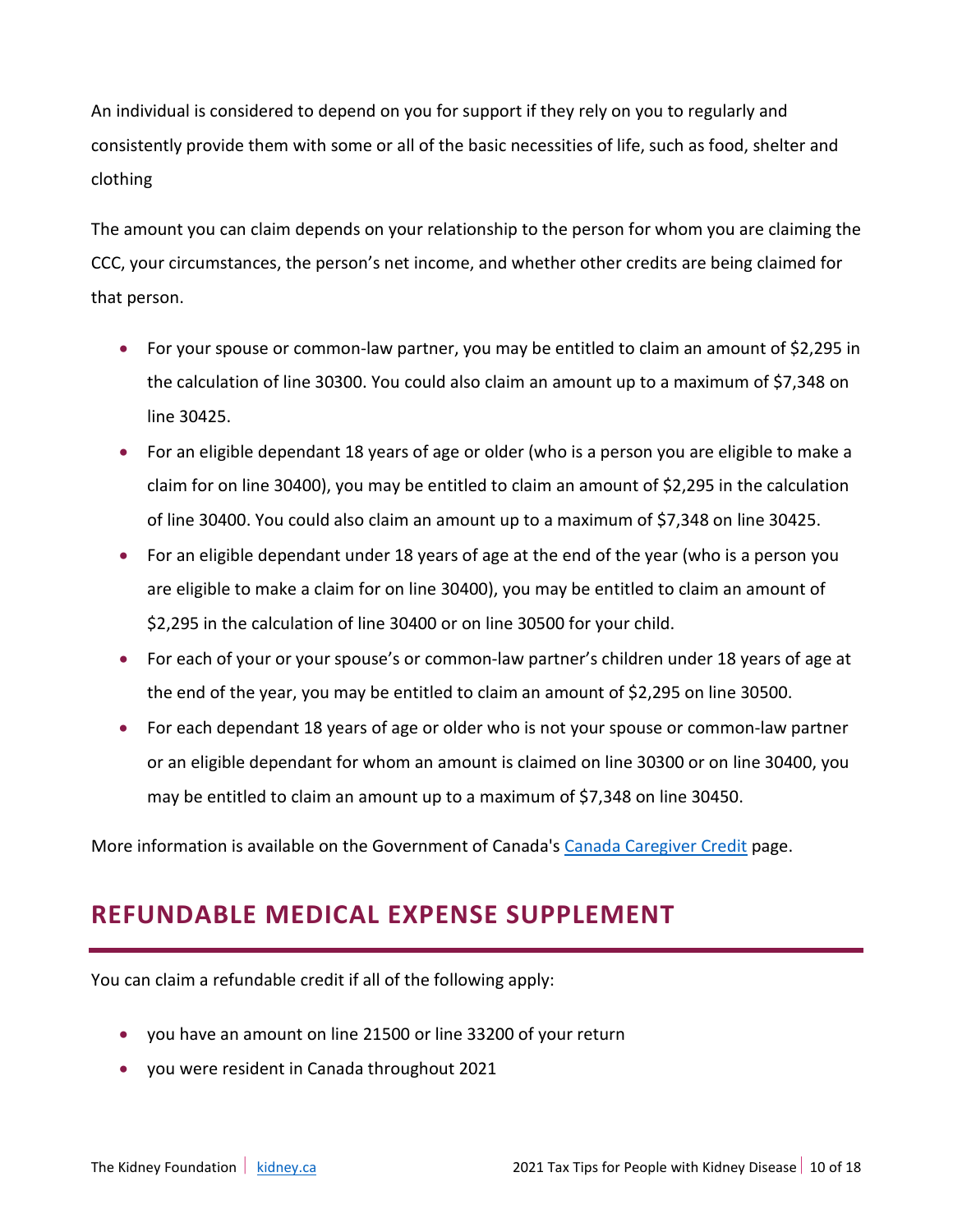An individual is considered to depend on you for support if they rely on you to regularly and consistently provide them with some or all of the basic necessities of life, such as food, shelter and clothing

The amount you can claim depends on your relationship to the person for whom you are claiming the CCC, your circumstances, the person's net income, and whether other credits are being claimed for that person.

- For your spouse or common-law partner, you may be entitled to claim an amount of $2,295 in the calculation of line 30300. You could also claim an amount up to a maximum of $7,348 on line 30425.
- For an eligible dependant 18 years of age or older (who is a person you are eligible to make a claim for on line 30400), you may be entitled to claim an amount of $2,295 in the calculation of line 30400. You could also claim an amount up to a maximum of $7,348 on line 30425.
- For an eligible dependant under 18 years of age at the end of the year (who is a person you are eligible to make a claim for on line 30400), you may be entitled to claim an amount of $2,295 in the calculation of line 30400 or on line 30500 for your child.
- For each of your or your spouse's or common-law partner's children under 18 years of age at the end of the year, you may be entitled to claim an amount of $2,295 on line 30500.
- For each dependant 18 years of age or older who is not your spouse or common-law partner or an eligible dependant for whom an amount is claimed on line 30300 or on line 30400, you may be entitled to claim an amount up to a maximum of $7,348 on line 30450.

More information is available on the Government of Canada's [Canada Caregiver Credit] page.

## REFUNDABLE MEDICAL EXPENSE SUPPLEMENT

You can claim a refundable credit if all of the following apply:

- you have an amount on line 21500 or line 33200 of your return
- you were resident in Canada throughout 2021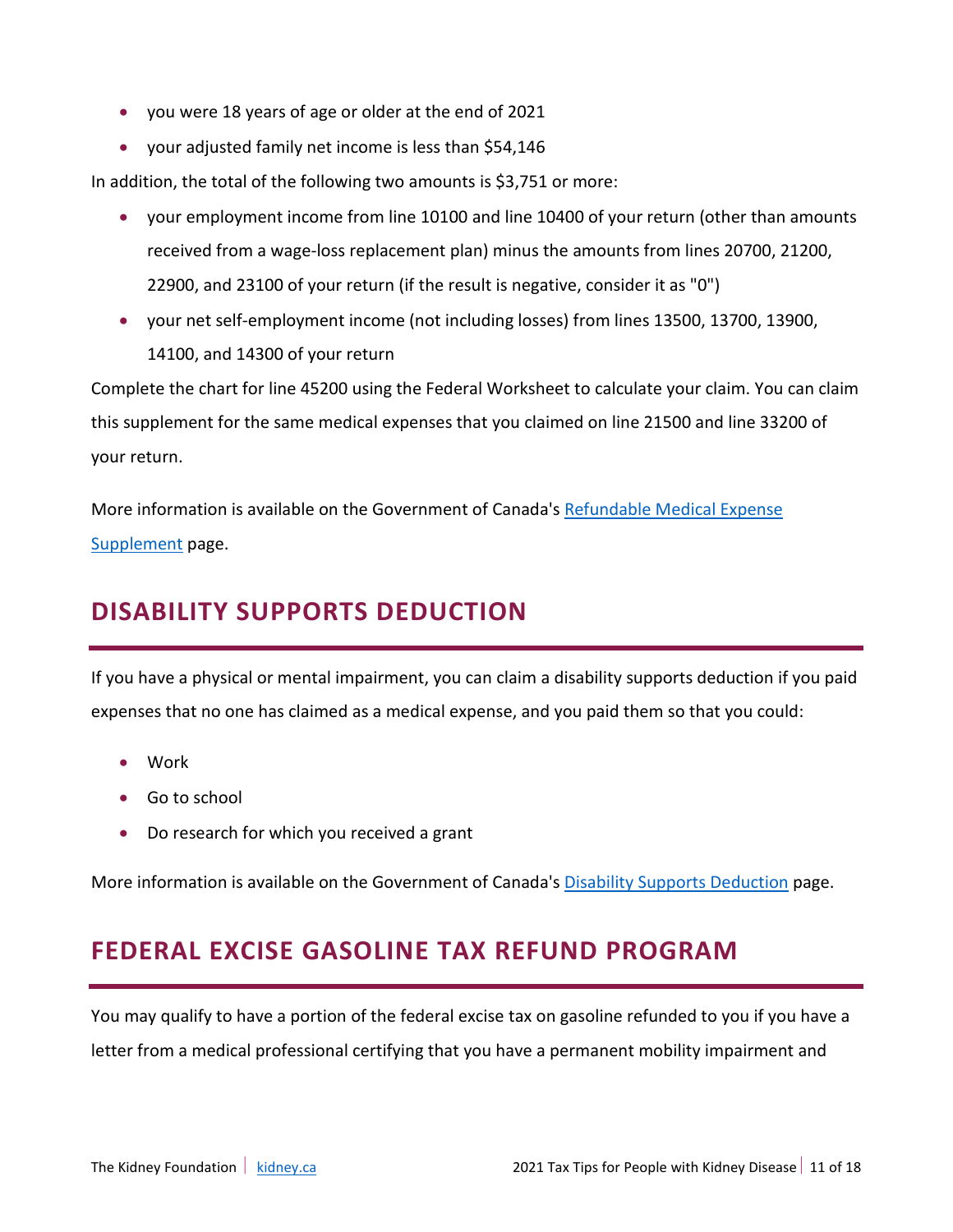- you were 18 years of age or older at the end of 2021
- your adjusted family net income is less than $54,146

In addition, the total of the following two amounts is $3,751 or more:

- your employment income from line 10100 and line 10400 of your return (other than amounts received from a wage-loss replacement plan) minus the amounts from lines 20700, 21200, 22900, and 23100 of your return (if the result is negative, consider it as "0")
- your net self-employment income (not including losses) from lines 13500, 13700, 13900, 14100, and 14300 of your return

Complete the chart for line 45200 using the Federal Worksheet to calculate your claim. You can claim this supplement for the same medical expenses that you claimed on line 21500 and line 33200 of your return.

More information is available on the Government of Canada's [Refundable Medical Expense Supplement]() page.

## DISABILITY SUPPORTS DEDUCTION

If you have a physical or mental impairment, you can claim a disability supports deduction if you paid expenses that no one has claimed as a medical expense, and you paid them so that you could:

- Work
- Go to school
- Do research for which you received a grant

More information is available on the Government of Canada's [Disability Supports Deduction]() page.

## FEDERAL EXCISE GASOLINE TAX REFUND PROGRAM

You may qualify to have a portion of the federal excise tax on gasoline refunded to you if you have a letter from a medical professional certifying that you have a permanent mobility impairment and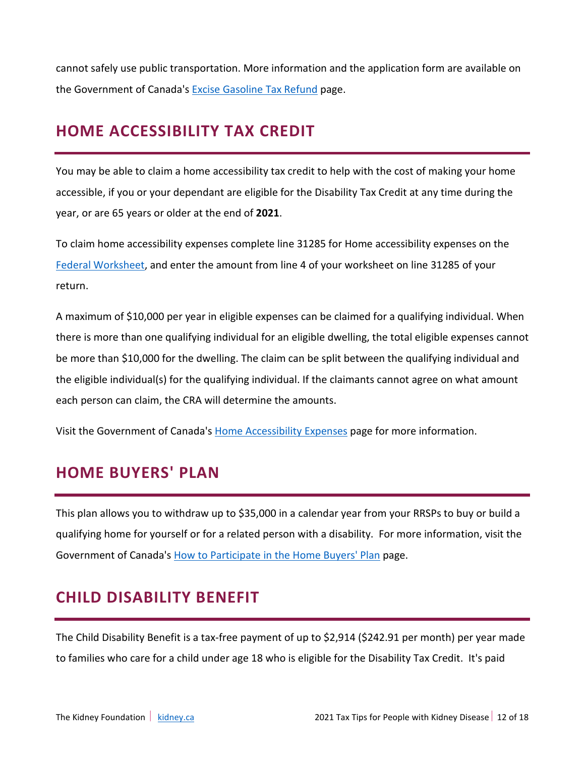cannot safely use public transportation. More information and the application form are available on the Government of Canada's [Excise Gasoline Tax Refund] page.

## HOME ACCESSIBILITY TAX CREDIT

You may be able to claim a home accessibility tax credit to help with the cost of making your home accessible, if you or your dependant are eligible for the Disability Tax Credit at any time during the year, or are 65 years or older at the end of **2021**.

To claim home accessibility expenses complete line 31285 for Home accessibility expenses on the [Federal Worksheet], and enter the amount from line 4 of your worksheet on line 31285 of your return.

A maximum of $10,000 per year in eligible expenses can be claimed for a qualifying individual. When there is more than one qualifying individual for an eligible dwelling, the total eligible expenses cannot be more than $10,000 for the dwelling. The claim can be split between the qualifying individual and the eligible individual(s) for the qualifying individual. If the claimants cannot agree on what amount each person can claim, the CRA will determine the amounts.

Visit the Government of Canada's [Home Accessibility Expenses] page for more information.

## HOME BUYERS' PLAN

This plan allows you to withdraw up to $35,000 in a calendar year from your RRSPs to buy or build a qualifying home for yourself or for a related person with a disability. For more information, visit the Government of Canada's [How to Participate in the Home Buyers' Plan] page.

## CHILD DISABILITY BENEFIT

The Child Disability Benefit is a tax-free payment of up to $2,914 ($242.91 per month) per year made to families who care for a child under age 18 who is eligible for the Disability Tax Credit. It's paid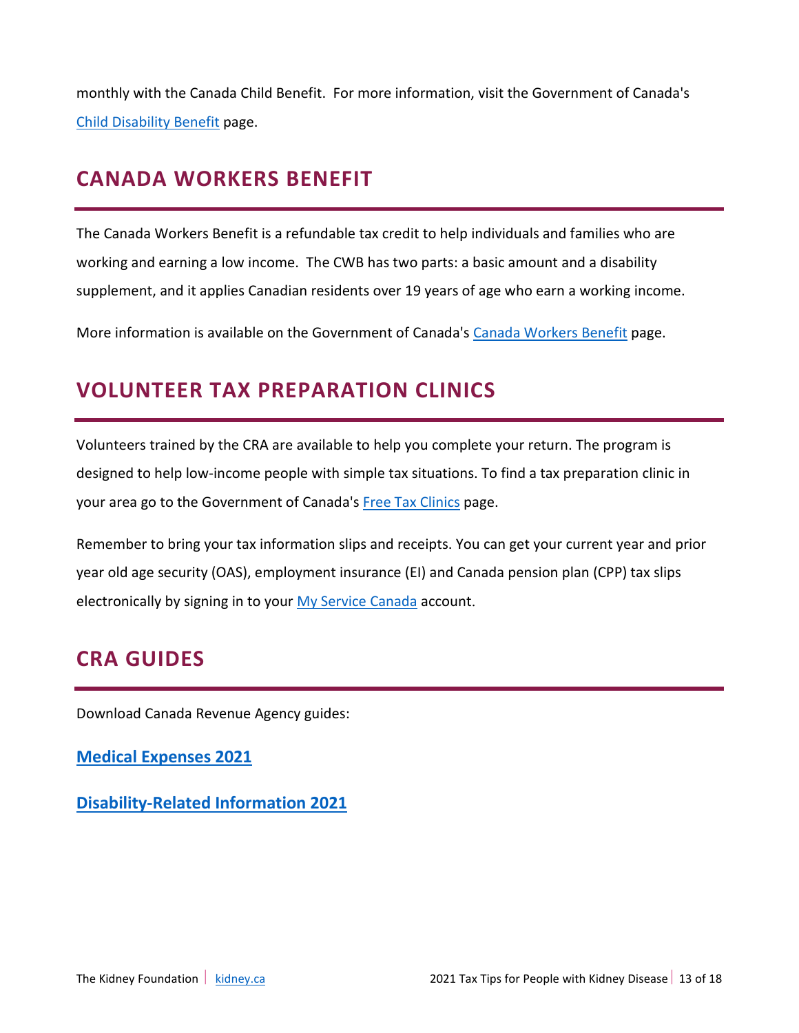monthly with the Canada Child Benefit. For more information, visit the Government of Canada's Child Disability Benefit page.

## CANADA WORKERS BENEFIT

The Canada Workers Benefit is a refundable tax credit to help individuals and families who are working and earning a low income. The CWB has two parts: a basic amount and a disability supplement, and it applies Canadian residents over 19 years of age who earn a working income.

More information is available on the Government of Canada's Canada Workers Benefit page.

## VOLUNTEER TAX PREPARATION CLINICS

Volunteers trained by the CRA are available to help you complete your return. The program is designed to help low-income people with simple tax situations. To find a tax preparation clinic in your area go to the Government of Canada's Free Tax Clinics page.

Remember to bring your tax information slips and receipts. You can get your current year and prior year old age security (OAS), employment insurance (EI) and Canada pension plan (CPP) tax slips electronically by signing in to your My Service Canada account.

## CRA GUIDES

Download Canada Revenue Agency guides:

**Medical Expenses 2021**

**Disability-Related Information 2021**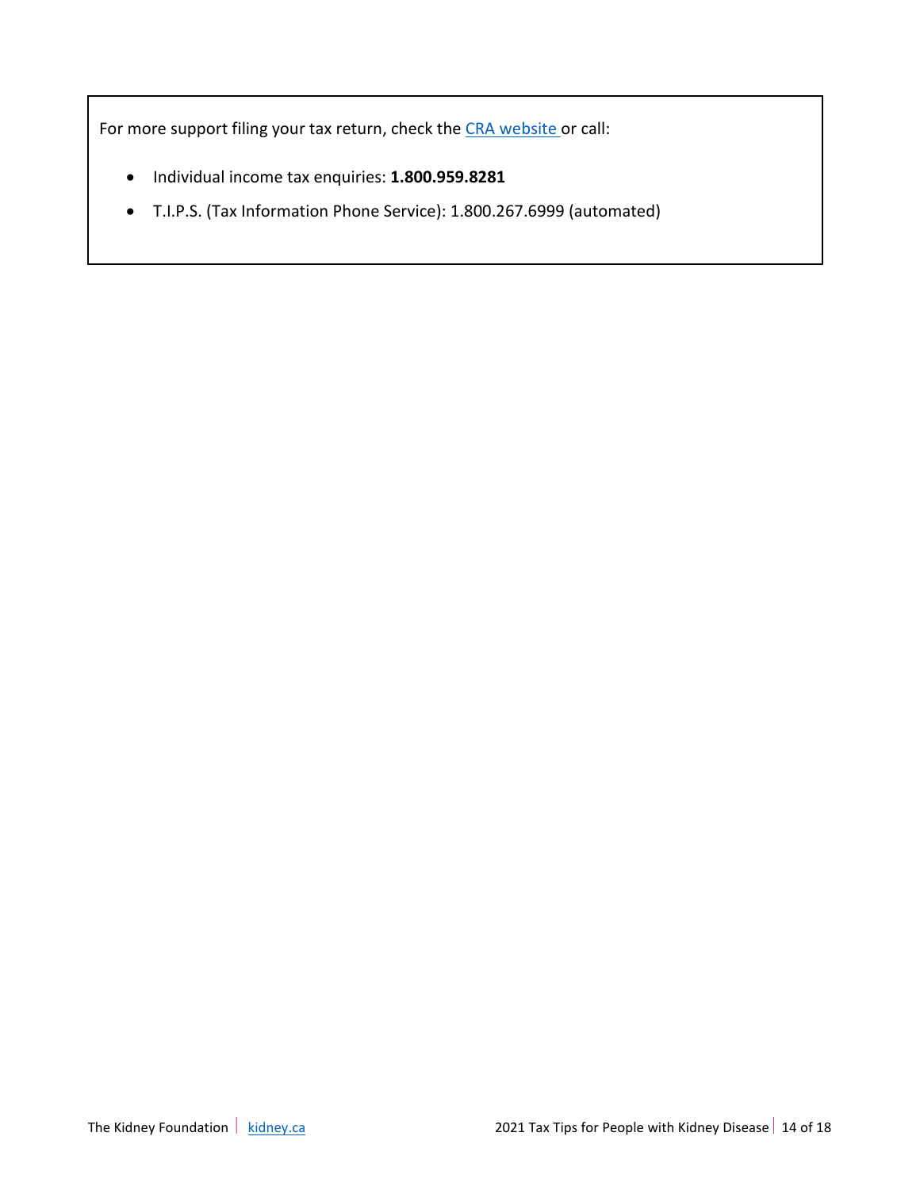For more support filing your tax return, check the [CRA website](#) or call:

- Individual income tax enquiries: **1.800.959.8281**
- T.I.P.S. (Tax Information Phone Service): 1.800.267.6999 (automated)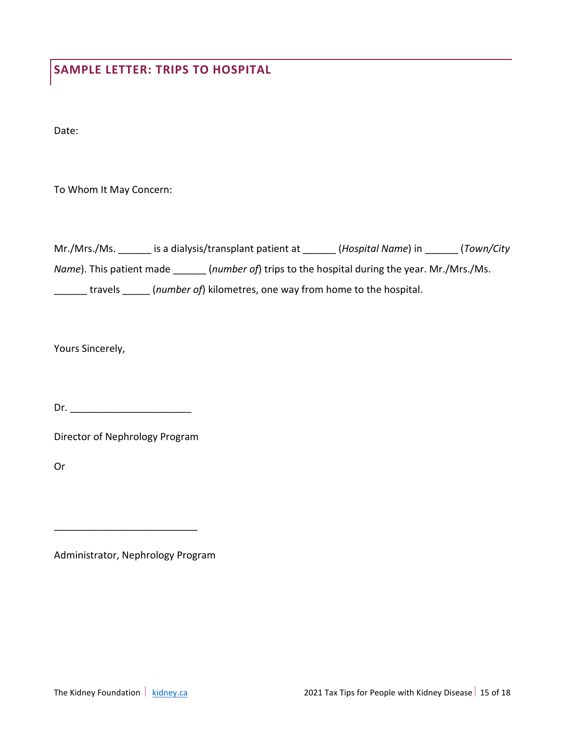## SAMPLE LETTER: TRIPS TO HOSPITAL

Date:

To Whom It May Concern:

Mr./Mrs./Ms. ______ is a dialysis/transplant patient at ______ (*Hospital Name*) in ______ (*Town/City Name*). This patient made ______ (*number of*) trips to the hospital during the year. Mr./Mrs./Ms. ______ travels _____ (*number of*) kilometres, one way from home to the hospital.

Yours Sincerely,

Dr. ______________________

Director of Nephrology Program

Or

__________________________

Administrator, Nephrology Program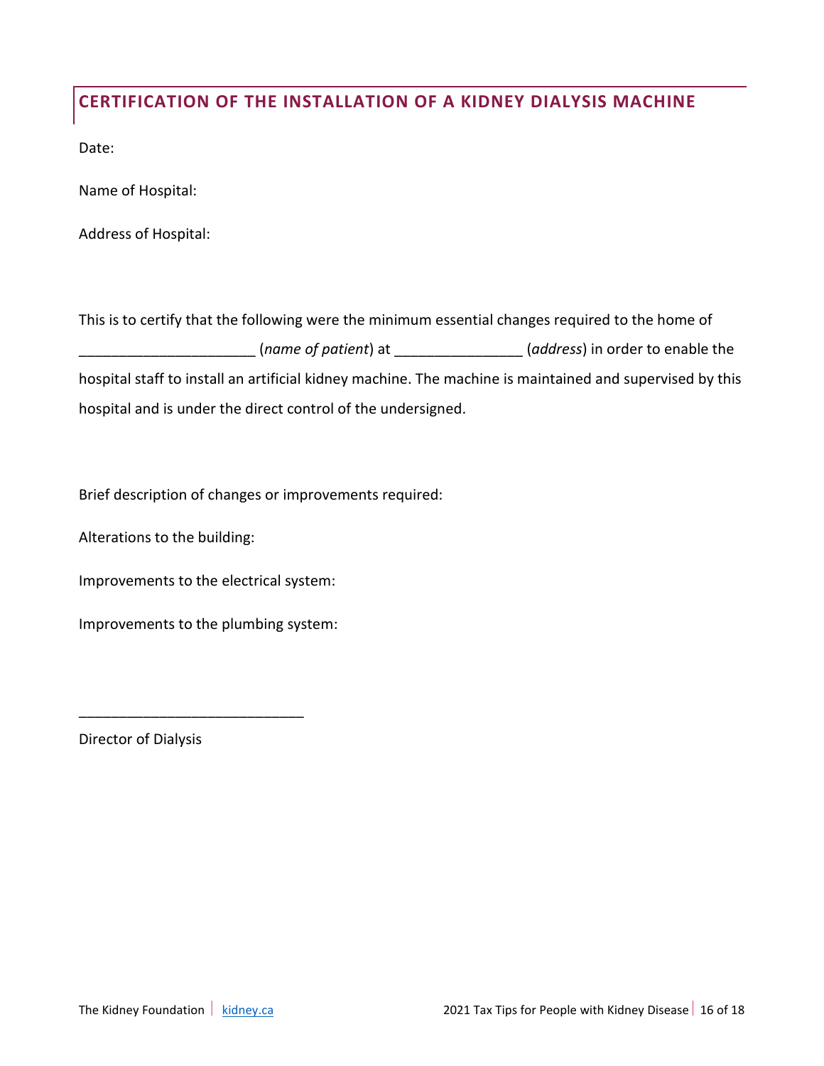## CERTIFICATION OF THE INSTALLATION OF A KIDNEY DIALYSIS MACHINE

Date:

Name of Hospital:

Address of Hospital:

This is to certify that the following were the minimum essential changes required to the home of _____________________ (*name of patient*) at _______________ (*address*) in order to enable the hospital staff to install an artificial kidney machine. The machine is maintained and supervised by this hospital and is under the direct control of the undersigned.

Brief description of changes or improvements required:

Alterations to the building:

Improvements to the electrical system:

Improvements to the plumbing system:

___________________________

Director of Dialysis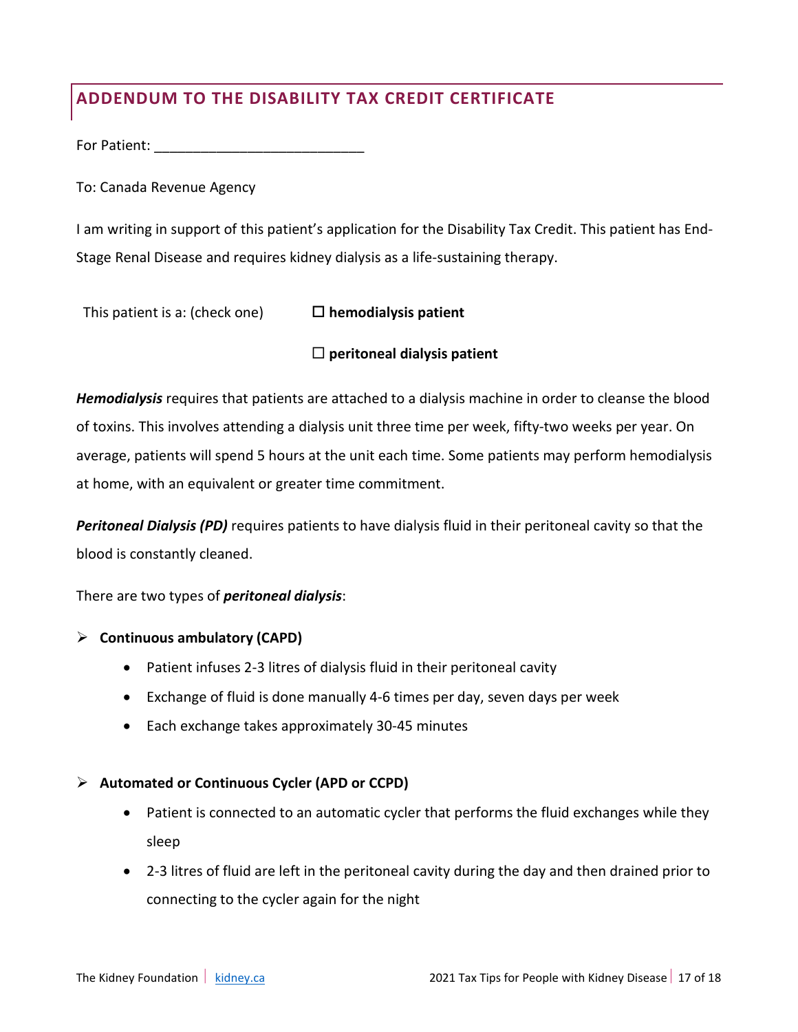## ADDENDUM TO THE DISABILITY TAX CREDIT CERTIFICATE

For Patient: ___________________________

To: Canada Revenue Agency

I am writing in support of this patient's application for the Disability Tax Credit. This patient has End-Stage Renal Disease and requires kidney dialysis as a life-sustaining therapy.

This patient is a: (check one) ☐ **hemodialysis patient**

☐ **peritoneal dialysis patient**

***Hemodialysis*** requires that patients are attached to a dialysis machine in order to cleanse the blood of toxins. This involves attending a dialysis unit three time per week, fifty-two weeks per year. On average, patients will spend 5 hours at the unit each time. Some patients may perform hemodialysis at home, with an equivalent or greater time commitment.

***Peritoneal Dialysis (PD)*** requires patients to have dialysis fluid in their peritoneal cavity so that the blood is constantly cleaned.

There are two types of ***peritoneal dialysis***:

- **Continuous ambulatory (CAPD)**
  - Patient infuses 2-3 litres of dialysis fluid in their peritoneal cavity
  - Exchange of fluid is done manually 4-6 times per day, seven days per week
  - Each exchange takes approximately 30-45 minutes

- **Automated or Continuous Cycler (APD or CCPD)**
  - Patient is connected to an automatic cycler that performs the fluid exchanges while they sleep
  - 2-3 litres of fluid are left in the peritoneal cavity during the day and then drained prior to connecting to the cycler again for the night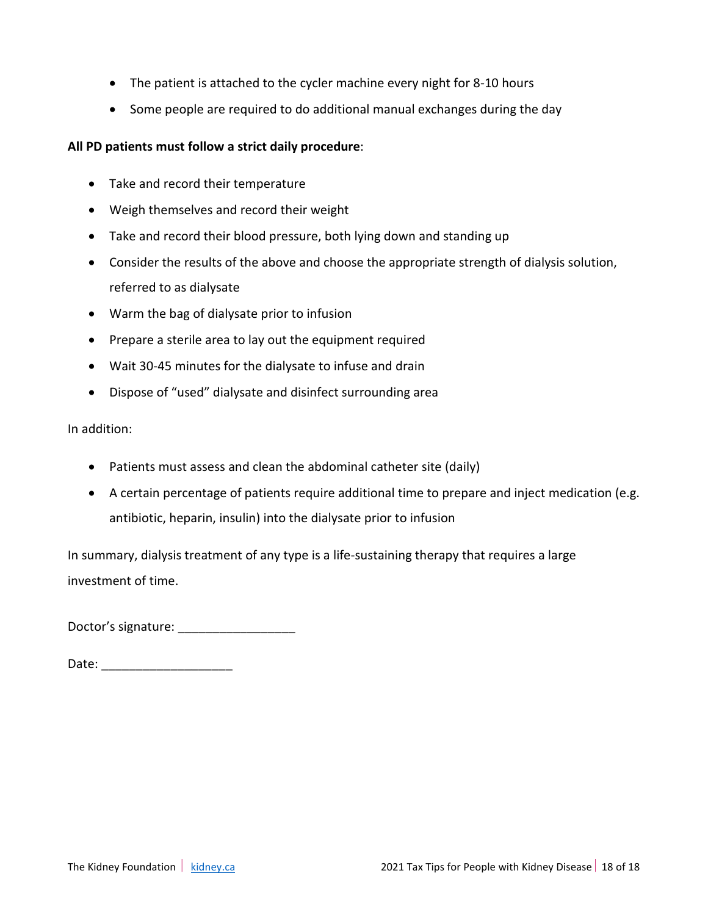- The patient is attached to the cycler machine every night for 8-10 hours
- Some people are required to do additional manual exchanges during the day

**All PD patients must follow a strict daily procedure**:

- Take and record their temperature
- Weigh themselves and record their weight
- Take and record their blood pressure, both lying down and standing up
- Consider the results of the above and choose the appropriate strength of dialysis solution, referred to as dialysate
- Warm the bag of dialysate prior to infusion
- Prepare a sterile area to lay out the equipment required
- Wait 30-45 minutes for the dialysate to infuse and drain
- Dispose of "used" dialysate and disinfect surrounding area

In addition:

- Patients must assess and clean the abdominal catheter site (daily)
- A certain percentage of patients require additional time to prepare and inject medication (e.g. antibiotic, heparin, insulin) into the dialysate prior to infusion

In summary, dialysis treatment of any type is a life-sustaining therapy that requires a large investment of time.

Doctor's signature: _________________

Date: ___________________